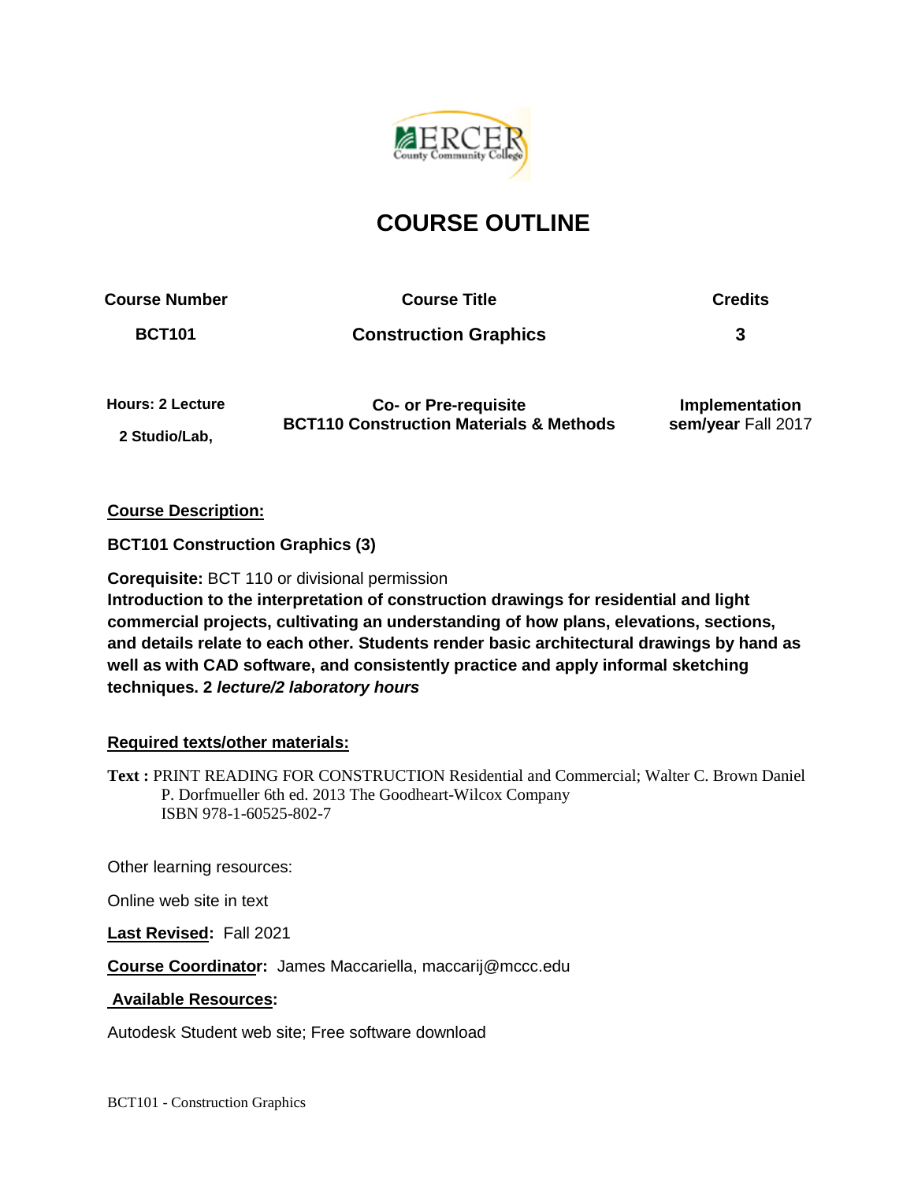# COURSE OUTLINE

| Course Number | Course Title | Credits |
|---|---|---|
| **BCT101** | **Construction Graphics** | **3** |
| **Hours: 2 Lecture** **2 Studio/Lab,** | **Co- or Pre-requisite** **BCT110 Construction Materials & Methods** | **Implementation sem/year** Fall 2017 |

**Course Description:**

**BCT101 Construction Graphics (3)**

**Corequisite:** BCT 110 or divisional permission
**Introduction to the interpretation of construction drawings for residential and light commercial projects, cultivating an understanding of how plans, elevations, sections, and details relate to each other. Students render basic architectural drawings by hand as well as with CAD software, and consistently practice and apply informal sketching techniques. 2 *lecture/2 laboratory hours***

**Required texts/other materials:**

**Text :** PRINT READING FOR CONSTRUCTION Residential and Commercial; Walter C. Brown Daniel P. Dorfmueller 6th ed. 2013 The Goodheart-Wilcox Company
ISBN 978-1-60525-802-7

Other learning resources:

Online web site in text

**Last Revised:** Fall 2021

**Course Coordinator:** James Maccariella, maccarij@mccc.edu

**Available Resources:**

Autodesk Student web site; Free software download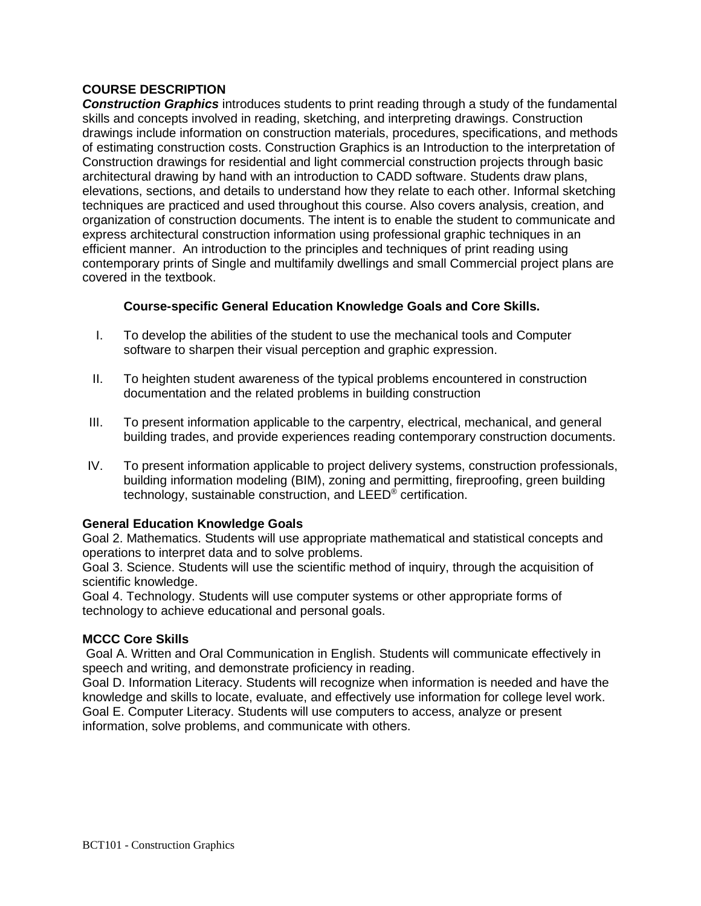**COURSE DESCRIPTION**

***Construction Graphics*** introduces students to print reading through a study of the fundamental skills and concepts involved in reading, sketching, and interpreting drawings. Construction drawings include information on construction materials, procedures, specifications, and methods of estimating construction costs. Construction Graphics is an Introduction to the interpretation of Construction drawings for residential and light commercial construction projects through basic architectural drawing by hand with an introduction to CADD software. Students draw plans, elevations, sections, and details to understand how they relate to each other. Informal sketching techniques are practiced and used throughout this course. Also covers analysis, creation, and organization of construction documents. The intent is to enable the student to communicate and express architectural construction information using professional graphic techniques in an efficient manner. An introduction to the principles and techniques of print reading using contemporary prints of Single and multifamily dwellings and small Commercial project plans are covered in the textbook.

**Course-specific General Education Knowledge Goals and Core Skills.**

I. To develop the abilities of the student to use the mechanical tools and Computer software to sharpen their visual perception and graphic expression.

II. To heighten student awareness of the typical problems encountered in construction documentation and the related problems in building construction

III. To present information applicable to the carpentry, electrical, mechanical, and general building trades, and provide experiences reading contemporary construction documents.

IV. To present information applicable to project delivery systems, construction professionals, building information modeling (BIM), zoning and permitting, fireproofing, green building technology, sustainable construction, and LEED® certification.

**General Education Knowledge Goals**

Goal 2. Mathematics. Students will use appropriate mathematical and statistical concepts and operations to interpret data and to solve problems.
Goal 3. Science. Students will use the scientific method of inquiry, through the acquisition of scientific knowledge.
Goal 4. Technology. Students will use computer systems or other appropriate forms of technology to achieve educational and personal goals.

**MCCC Core Skills**

Goal A. Written and Oral Communication in English. Students will communicate effectively in speech and writing, and demonstrate proficiency in reading.
Goal D. Information Literacy. Students will recognize when information is needed and have the knowledge and skills to locate, evaluate, and effectively use information for college level work.
Goal E. Computer Literacy. Students will use computers to access, analyze or present information, solve problems, and communicate with others.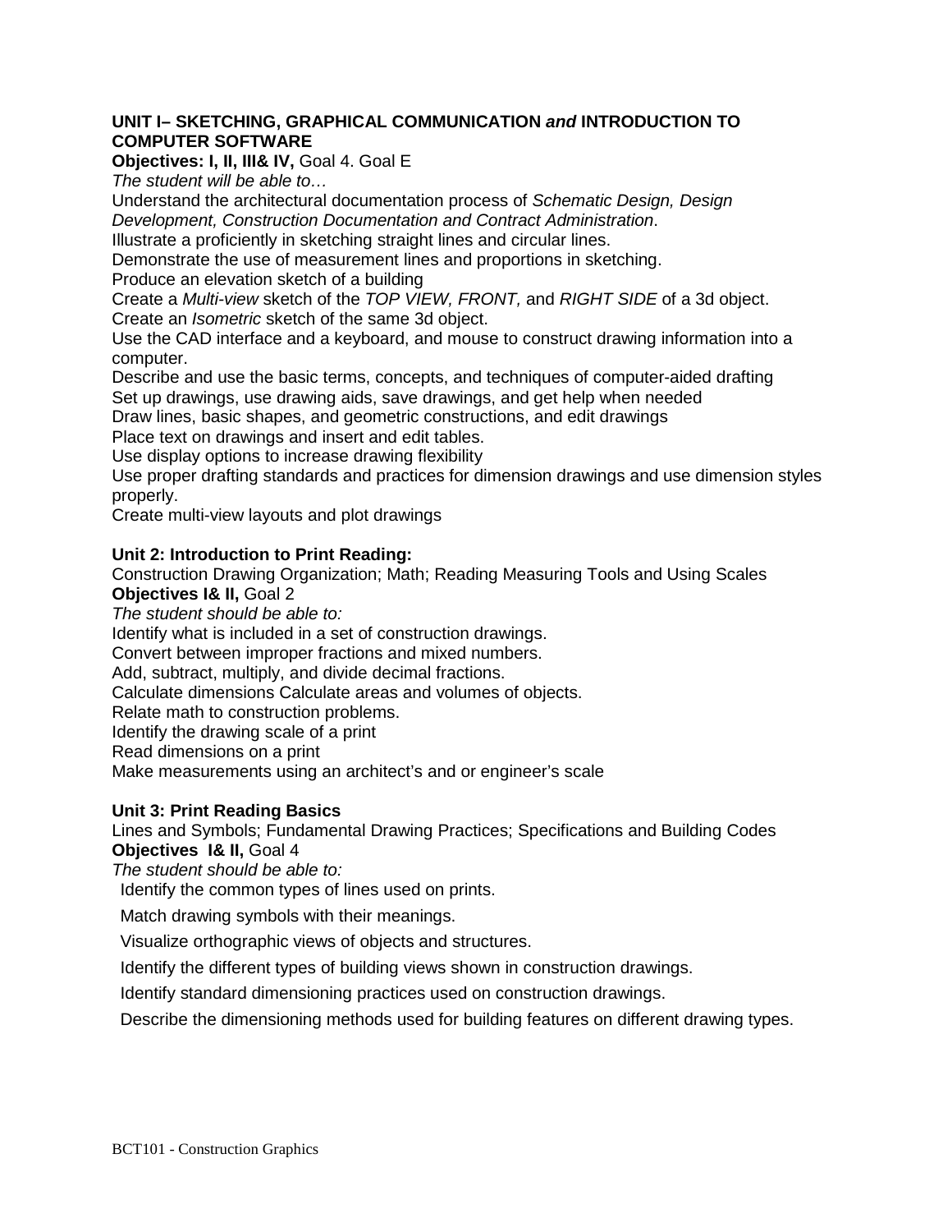**UNIT I– SKETCHING, GRAPHICAL COMMUNICATION *and* INTRODUCTION TO COMPUTER SOFTWARE**

**Objectives: I, II, III& IV,** Goal 4. Goal E

*The student will be able to…*

Understand the architectural documentation process of *Schematic Design, Design Development, Construction Documentation and Contract Administration*.

Illustrate a proficiently in sketching straight lines and circular lines.

Demonstrate the use of measurement lines and proportions in sketching.

Produce an elevation sketch of a building

Create a *Multi-view* sketch of the *TOP VIEW, FRONT,* and *RIGHT SIDE* of a 3d object.

Create an *Isometric* sketch of the same 3d object.

Use the CAD interface and a keyboard, and mouse to construct drawing information into a computer.

Describe and use the basic terms, concepts, and techniques of computer-aided drafting

Set up drawings, use drawing aids, save drawings, and get help when needed

Draw lines, basic shapes, and geometric constructions, and edit drawings

Place text on drawings and insert and edit tables.

Use display options to increase drawing flexibility

Use proper drafting standards and practices for dimension drawings and use dimension styles properly.

Create multi-view layouts and plot drawings

**Unit 2: Introduction to Print Reading:**

Construction Drawing Organization; Math; Reading Measuring Tools and Using Scales

**Objectives I& II,** Goal 2

*The student should be able to:*

Identify what is included in a set of construction drawings.

Convert between improper fractions and mixed numbers.

Add, subtract, multiply, and divide decimal fractions.

Calculate dimensions Calculate areas and volumes of objects.

Relate math to construction problems.

Identify the drawing scale of a print

Read dimensions on a print

Make measurements using an architect's and or engineer's scale

**Unit 3: Print Reading Basics**

Lines and Symbols; Fundamental Drawing Practices; Specifications and Building Codes

**Objectives I& II,** Goal 4

*The student should be able to:*

Identify the common types of lines used on prints.

Match drawing symbols with their meanings.

Visualize orthographic views of objects and structures.

Identify the different types of building views shown in construction drawings.

Identify standard dimensioning practices used on construction drawings.

Describe the dimensioning methods used for building features on different drawing types.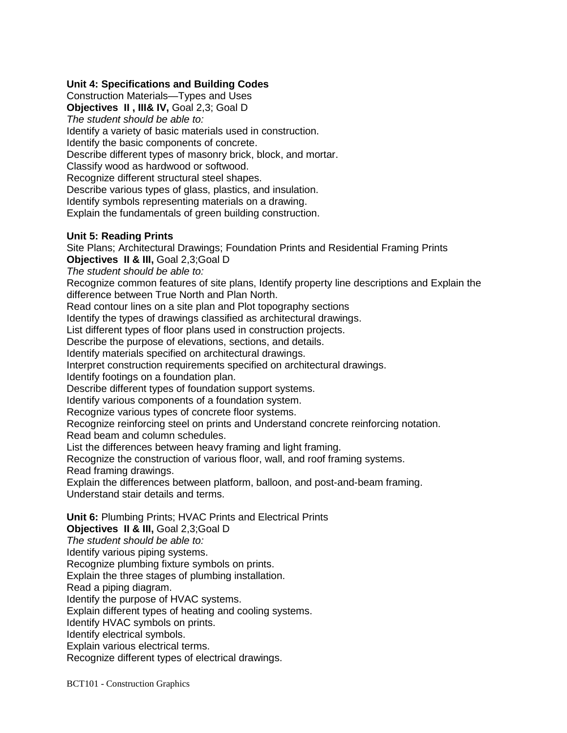**Unit 4: Specifications and Building Codes**
Construction Materials—Types and Uses
**Objectives II , III& IV,** Goal 2,3; Goal D
*The student should be able to:*
Identify a variety of basic materials used in construction.
Identify the basic components of concrete.
Describe different types of masonry brick, block, and mortar.
Classify wood as hardwood or softwood.
Recognize different structural steel shapes.
Describe various types of glass, plastics, and insulation.
Identify symbols representing materials on a drawing.
Explain the fundamentals of green building construction.

**Unit 5: Reading Prints**
Site Plans; Architectural Drawings; Foundation Prints and Residential Framing Prints
**Objectives II & III,** Goal 2,3;Goal D
*The student should be able to:*
Recognize common features of site plans, Identify property line descriptions and Explain the difference between True North and Plan North.
Read contour lines on a site plan and Plot topography sections
Identify the types of drawings classified as architectural drawings.
List different types of floor plans used in construction projects.
Describe the purpose of elevations, sections, and details.
Identify materials specified on architectural drawings.
Interpret construction requirements specified on architectural drawings.
Identify footings on a foundation plan.
Describe different types of foundation support systems.
Identify various components of a foundation system.
Recognize various types of concrete floor systems.
Recognize reinforcing steel on prints and Understand concrete reinforcing notation.
Read beam and column schedules.
List the differences between heavy framing and light framing.
Recognize the construction of various floor, wall, and roof framing systems.
Read framing drawings.
Explain the differences between platform, balloon, and post-and-beam framing.
Understand stair details and terms.

**Unit 6:** Plumbing Prints; HVAC Prints and Electrical Prints
**Objectives II & III,** Goal 2,3;Goal D
*The student should be able to:*
Identify various piping systems.
Recognize plumbing fixture symbols on prints.
Explain the three stages of plumbing installation.
Read a piping diagram.
Identify the purpose of HVAC systems.
Explain different types of heating and cooling systems.
Identify HVAC symbols on prints.
Identify electrical symbols.
Explain various electrical terms.
Recognize different types of electrical drawings.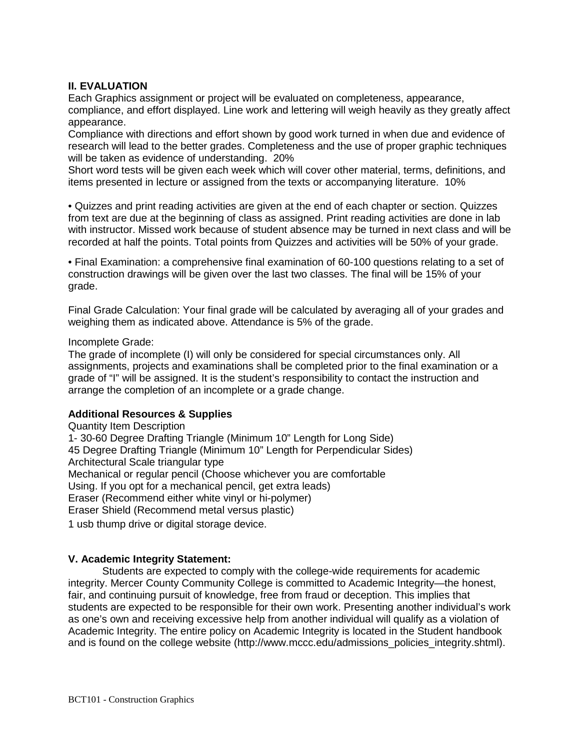**II. EVALUATION**

Each Graphics assignment or project will be evaluated on completeness, appearance, compliance, and effort displayed. Line work and lettering will weigh heavily as they greatly affect appearance.

Compliance with directions and effort shown by good work turned in when due and evidence of research will lead to the better grades. Completeness and the use of proper graphic techniques will be taken as evidence of understanding. 20%

Short word tests will be given each week which will cover other material, terms, definitions, and items presented in lecture or assigned from the texts or accompanying literature. 10%

• Quizzes and print reading activities are given at the end of each chapter or section. Quizzes from text are due at the beginning of class as assigned. Print reading activities are done in lab with instructor. Missed work because of student absence may be turned in next class and will be recorded at half the points. Total points from Quizzes and activities will be 50% of your grade.

• Final Examination: a comprehensive final examination of 60-100 questions relating to a set of construction drawings will be given over the last two classes. The final will be 15% of your grade.

Final Grade Calculation: Your final grade will be calculated by averaging all of your grades and weighing them as indicated above. Attendance is 5% of the grade.

Incomplete Grade:

The grade of incomplete (I) will only be considered for special circumstances only. All assignments, projects and examinations shall be completed prior to the final examination or a grade of "I" will be assigned. It is the student's responsibility to contact the instruction and arrange the completion of an incomplete or a grade change.

**Additional Resources & Supplies**

Quantity Item Description

1- 30-60 Degree Drafting Triangle (Minimum 10" Length for Long Side)

45 Degree Drafting Triangle (Minimum 10" Length for Perpendicular Sides)

Architectural Scale triangular type

Mechanical or regular pencil (Choose whichever you are comfortable Using. If you opt for a mechanical pencil, get extra leads)

Eraser (Recommend either white vinyl or hi-polymer)

Eraser Shield (Recommend metal versus plastic)

1 usb thump drive or digital storage device.

**V. Academic Integrity Statement:**

Students are expected to comply with the college-wide requirements for academic integrity. Mercer County Community College is committed to Academic Integrity—the honest, fair, and continuing pursuit of knowledge, free from fraud or deception. This implies that students are expected to be responsible for their own work. Presenting another individual's work as one's own and receiving excessive help from another individual will qualify as a violation of Academic Integrity. The entire policy on Academic Integrity is located in the Student handbook and is found on the college website (http://www.mccc.edu/admissions_policies_integrity.shtml).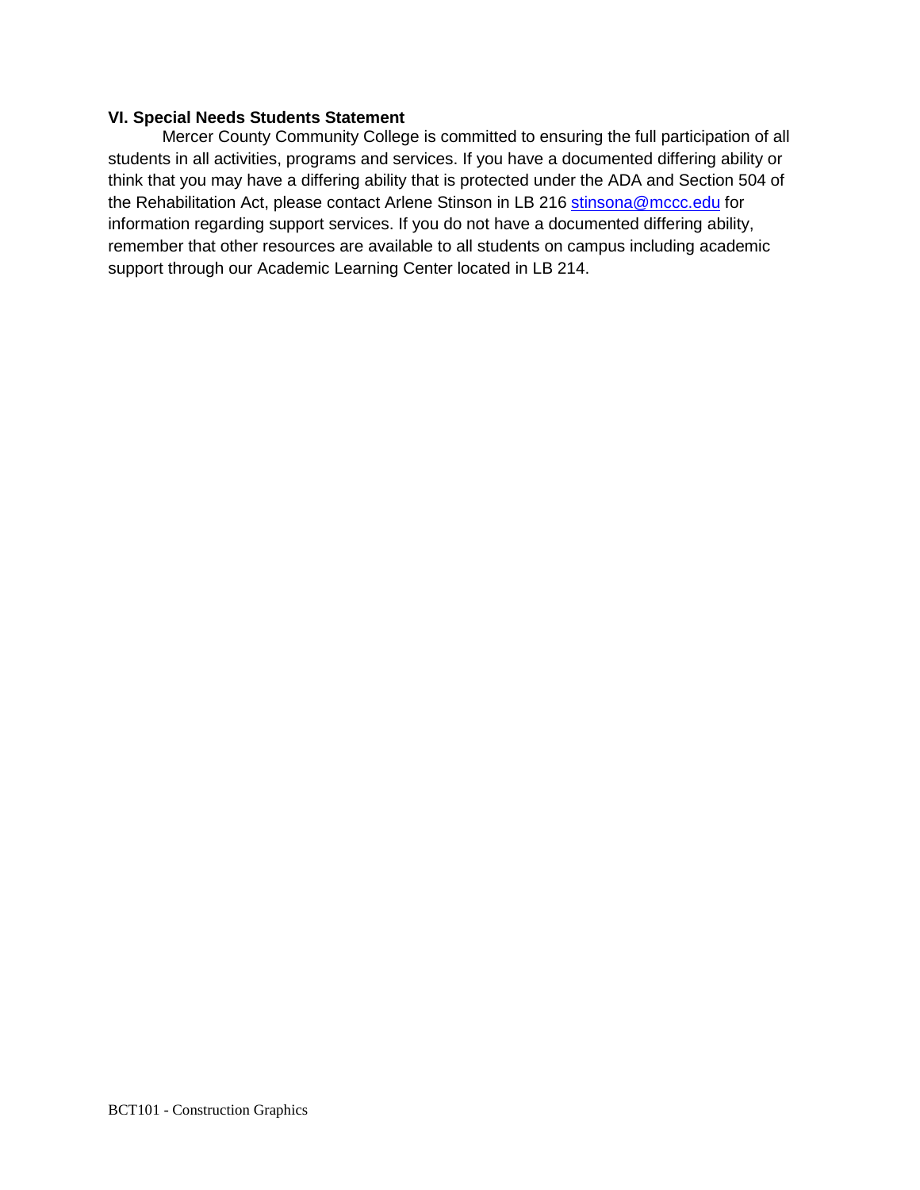**VI. Special Needs Students Statement**

Mercer County Community College is committed to ensuring the full participation of all students in all activities, programs and services. If you have a documented differing ability or think that you may have a differing ability that is protected under the ADA and Section 504 of the Rehabilitation Act, please contact Arlene Stinson in LB 216 stinsona@mccc.edu for information regarding support services. If you do not have a documented differing ability, remember that other resources are available to all students on campus including academic support through our Academic Learning Center located in LB 214.